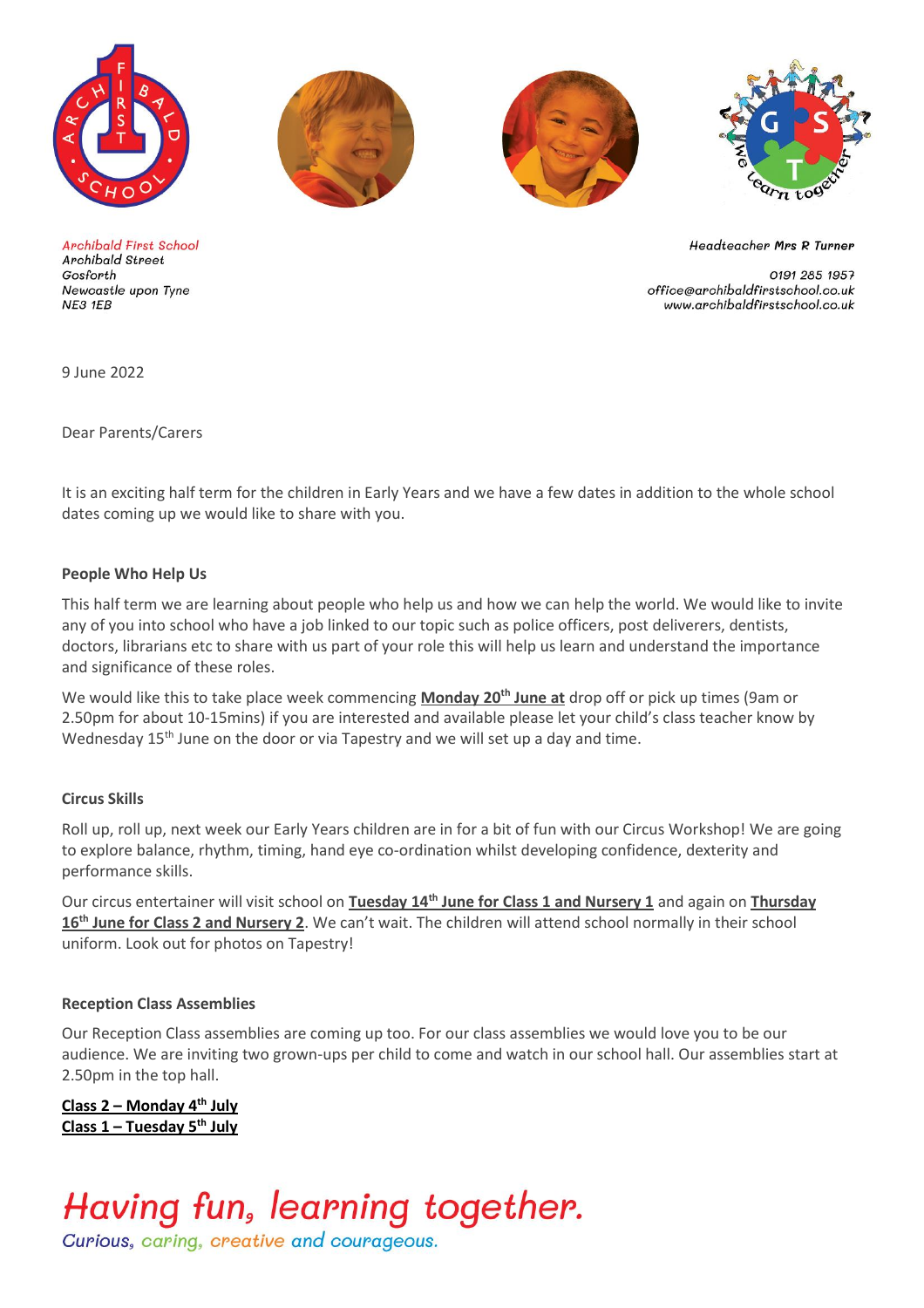Archibald First School
Archibald Street
Gosforth
Newcastle upon Tyne
NE3 1EB

Headteacher Mrs R Turner

0191 285 1957
office@archibaldfirstschool.co.uk
www.archibaldfirstschool.co.uk

9 June 2022

Dear Parents/Carers

It is an exciting half term for the children in Early Years and we have a few dates in addition to the whole school dates coming up we would like to share with you.

**People Who Help Us**

This half term we are learning about people who help us and how we can help the world. We would like to invite any of you into school who have a job linked to our topic such as police officers, post deliverers, dentists, doctors, librarians etc to share with us part of your role this will help us learn and understand the importance and significance of these roles.

We would like this to take place week commencing **Monday 20th June at** drop off or pick up times (9am or 2.50pm for about 10-15mins) if you are interested and available please let your child's class teacher know by Wednesday 15th June on the door or via Tapestry and we will set up a day and time.

**Circus Skills**

Roll up, roll up, next week our Early Years children are in for a bit of fun with our Circus Workshop! We are going to explore balance, rhythm, timing, hand eye co-ordination whilst developing confidence, dexterity and performance skills.

Our circus entertainer will visit school on **Tuesday 14th June for Class 1 and Nursery 1** and again on **Thursday 16th June for Class 2 and Nursery 2**. We can't wait. The children will attend school normally in their school uniform. Look out for photos on Tapestry!

**Reception Class Assemblies**

Our Reception Class assemblies are coming up too. For our class assemblies we would love you to be our audience. We are inviting two grown-ups per child to come and watch in our school hall. Our assemblies start at 2.50pm in the top hall.

**Class 2 – Monday 4th July**
**Class 1 – Tuesday 5th July**

*Having fun, learning together.*
*Curious, caring, creative and courageous.*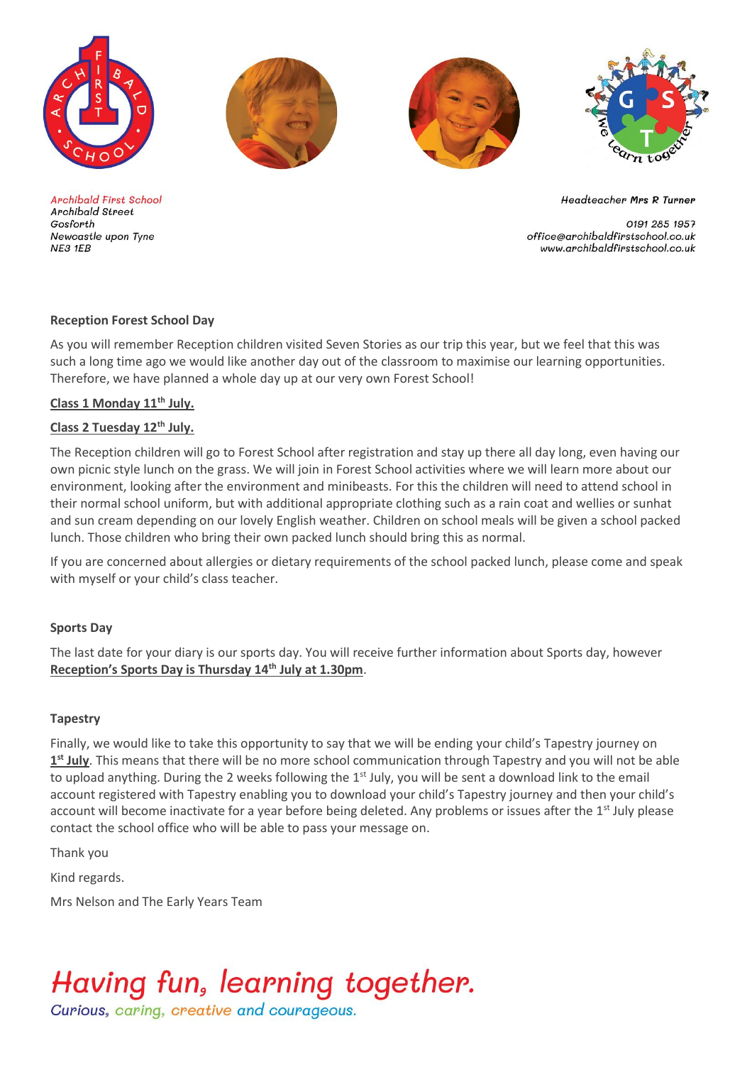Archibald First School
Archibald Street
Gosforth
Newcastle upon Tyne
NE3 1EB

Headteacher Mrs R Turner

0191 285 1957
office@archibaldfirstschool.co.uk
www.archibaldfirstschool.co.uk

**Reception Forest School Day**

As you will remember Reception children visited Seven Stories as our trip this year, but we feel that this was such a long time ago we would like another day out of the classroom to maximise our learning opportunities. Therefore, we have planned a whole day up at our very own Forest School!

**<u>Class 1 Monday 11th July.</u>**

**<u>Class 2 Tuesday 12th July.</u>**

The Reception children will go to Forest School after registration and stay up there all day long, even having our own picnic style lunch on the grass. We will join in Forest School activities where we will learn more about our environment, looking after the environment and minibeasts. For this the children will need to attend school in their normal school uniform, but with additional appropriate clothing such as a rain coat and wellies or sunhat and sun cream depending on our lovely English weather. Children on school meals will be given a school packed lunch. Those children who bring their own packed lunch should bring this as normal.

If you are concerned about allergies or dietary requirements of the school packed lunch, please come and speak with myself or your child's class teacher.

**Sports Day**

The last date for your diary is our sports day. You will receive further information about Sports day, however **<u>Reception's Sports Day is Thursday 14th July at 1.30pm</u>**.

**Tapestry**

Finally, we would like to take this opportunity to say that we will be ending your child's Tapestry journey on **<u>1st July</u>**. This means that there will be no more school communication through Tapestry and you will not be able to upload anything. During the 2 weeks following the 1st July, you will be sent a download link to the email account registered with Tapestry enabling you to download your child's Tapestry journey and then your child's account will become inactivate for a year before being deleted. Any problems or issues after the 1st July please contact the school office who will be able to pass your message on.

Thank you

Kind regards.

Mrs Nelson and The Early Years Team

*Having fun, learning together.*

*Curious, caring, creative and courageous.*